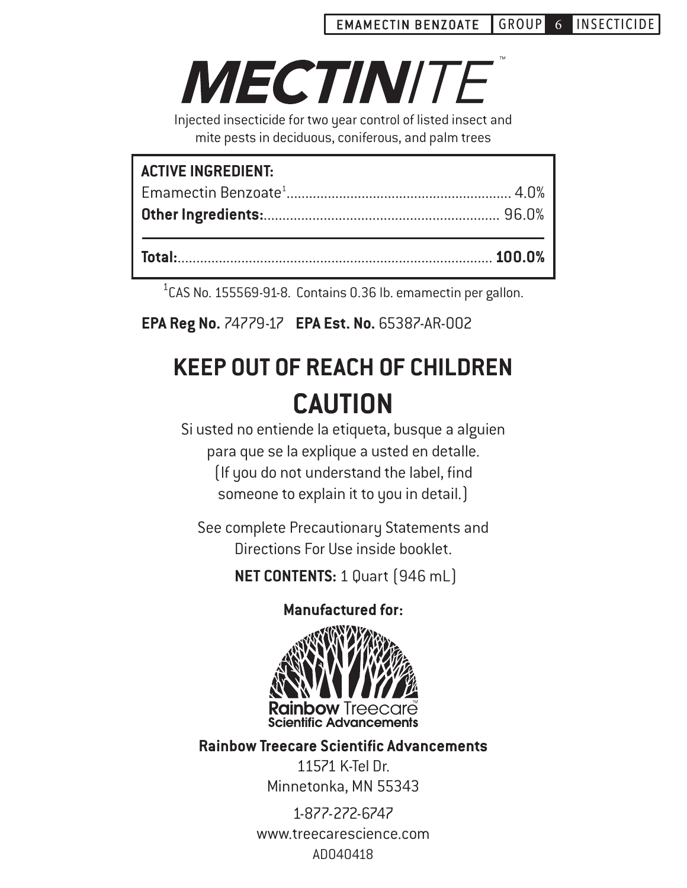EMAMECTIN BENZOATE | GROUP 6 | INSECTICIDE

# MECTINITE™

Injected insecticide for two year control of listed insect and mite pests in deciduous, coniferous, and palm trees

| ACTIVE INGREDIENT: | |
|---|---|
| Emamectin Benzoate[1] | 4.0% |
| **Other Ingredients:** | 96.0% |
| **Total:** | **100.0%** |

[1]CAS No. 155569-91-8. Contains 0.36 lb. emamectin per gallon.

**EPA Reg No.** 74779-17 **EPA Est. No.** 65387-AR-002

## KEEP OUT OF REACH OF CHILDREN

## CAUTION

Si usted no entiende la etiqueta, busque a alguien para que se la explique a usted en detalle. (If you do not understand the label, find someone to explain it to you in detail.)

See complete Precautionary Statements and Directions For Use inside booklet.

**NET CONTENTS:** 1 Quart (946 mL)

**Manufactured for:**

Rainbow Treecare™ Scientific Advancements

**Rainbow Treecare Scientific Advancements**
11571 K-Tel Dr.
Minnetonka, MN 55343

1-877-272-6747
www.treecarescience.com
AD040418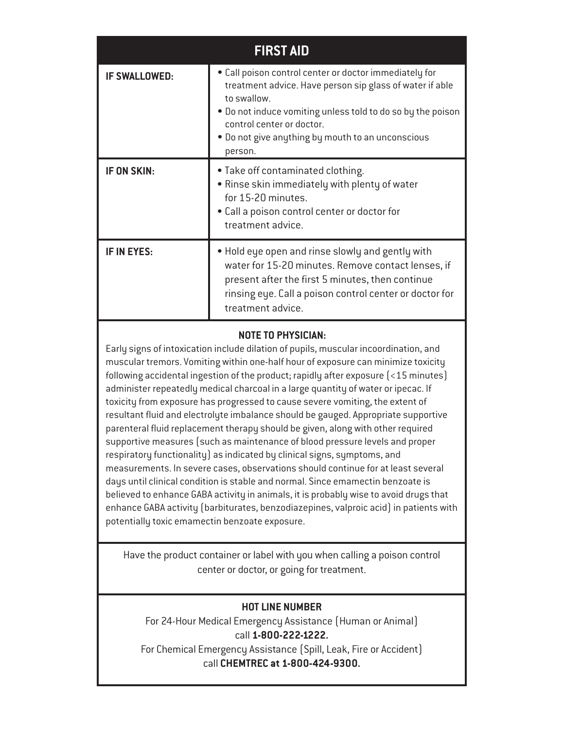## FIRST AID

| | |
|---|---|
| **IF SWALLOWED:** | • Call poison control center or doctor immediately for treatment advice. Have person sip glass of water if able to swallow.<br>• Do not induce vomiting unless told to do so by the poison control center or doctor.<br>• Do not give anything by mouth to an unconscious person. |
| **IF ON SKIN:** | • Take off contaminated clothing.<br>• Rinse skin immediately with plenty of water for 15-20 minutes.<br>• Call a poison control center or doctor for treatment advice. |
| **IF IN EYES:** | • Hold eye open and rinse slowly and gently with water for 15-20 minutes. Remove contact lenses, if present after the first 5 minutes, then continue rinsing eye. Call a poison control center or doctor for treatment advice. |

### NOTE TO PHYSICIAN:

Early signs of intoxication include dilation of pupils, muscular incoordination, and muscular tremors. Vomiting within one-half hour of exposure can minimize toxicity following accidental ingestion of the product; rapidly after exposure (<15 minutes) administer repeatedly medical charcoal in a large quantity of water or ipecac. If toxicity from exposure has progressed to cause severe vomiting, the extent of resultant fluid and electrolyte imbalance should be gauged. Appropriate supportive parenteral fluid replacement therapy should be given, along with other required supportive measures (such as maintenance of blood pressure levels and proper respiratory functionality) as indicated by clinical signs, symptoms, and measurements. In severe cases, observations should continue for at least several days until clinical condition is stable and normal. Since emamectin benzoate is believed to enhance GABA activity in animals, it is probably wise to avoid drugs that enhance GABA activity (barbiturates, benzodiazepines, valproic acid) in patients with potentially toxic emamectin benzoate exposure.

Have the product container or label with you when calling a poison control center or doctor, or going for treatment.

### HOT LINE NUMBER

For 24-Hour Medical Emergency Assistance (Human or Animal) call **1-800-222-1222.**

For Chemical Emergency Assistance (Spill, Leak, Fire or Accident) call **CHEMTREC at 1-800-424-9300.**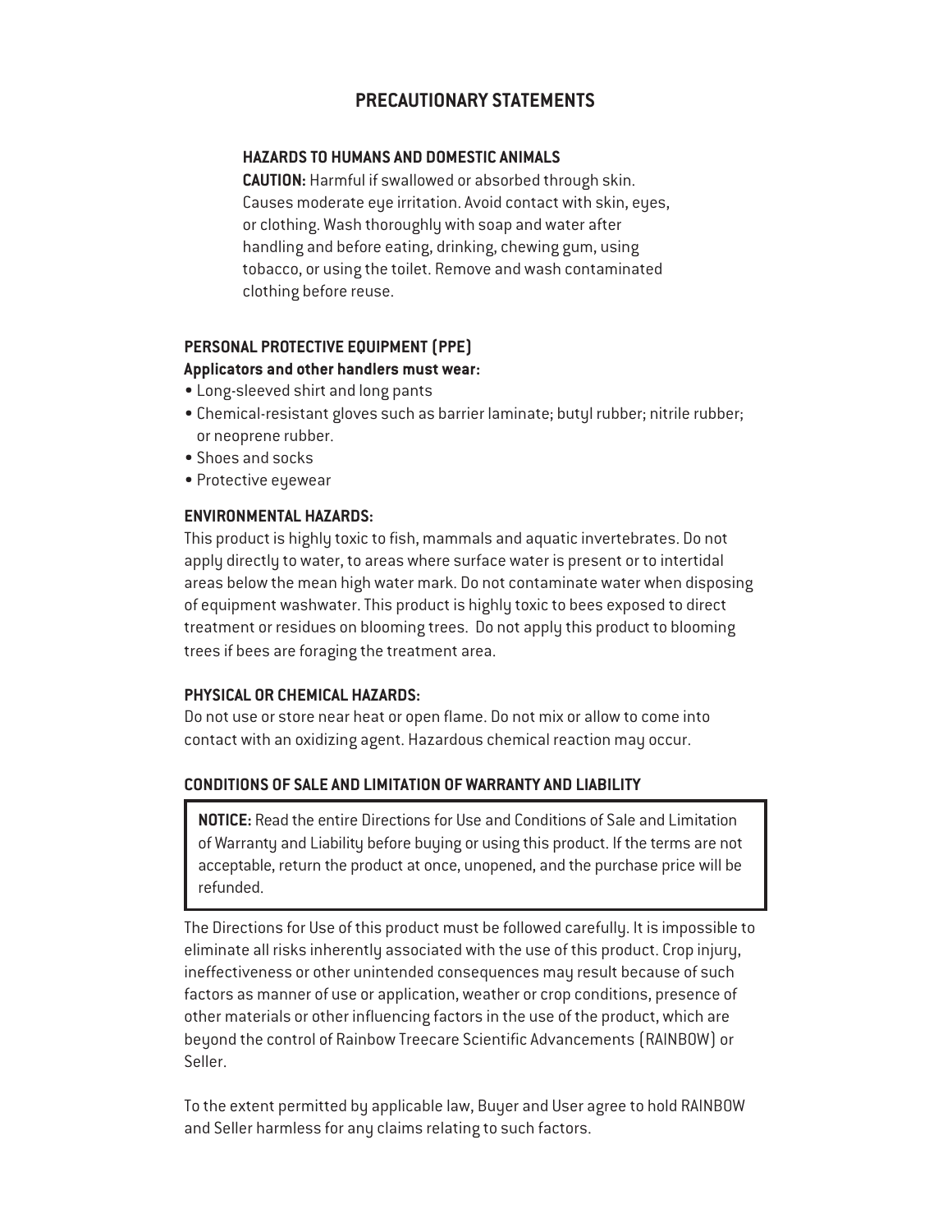# PRECAUTIONARY STATEMENTS

### HAZARDS TO HUMANS AND DOMESTIC ANIMALS

**CAUTION:** Harmful if swallowed or absorbed through skin. Causes moderate eye irritation. Avoid contact with skin, eyes, or clothing. Wash thoroughly with soap and water after handling and before eating, drinking, chewing gum, using tobacco, or using the toilet. Remove and wash contaminated clothing before reuse.

### PERSONAL PROTECTIVE EQUIPMENT (PPE)

**Applicators and other handlers must wear:**

- Long-sleeved shirt and long pants
- Chemical-resistant gloves such as barrier laminate; butyl rubber; nitrile rubber; or neoprene rubber.
- Shoes and socks
- Protective eyewear

### ENVIRONMENTAL HAZARDS:

This product is highly toxic to fish, mammals and aquatic invertebrates. Do not apply directly to water, to areas where surface water is present or to intertidal areas below the mean high water mark. Do not contaminate water when disposing of equipment washwater. This product is highly toxic to bees exposed to direct treatment or residues on blooming trees. Do not apply this product to blooming trees if bees are foraging the treatment area.

### PHYSICAL OR CHEMICAL HAZARDS:

Do not use or store near heat or open flame. Do not mix or allow to come into contact with an oxidizing agent. Hazardous chemical reaction may occur.

### CONDITIONS OF SALE AND LIMITATION OF WARRANTY AND LIABILITY

**NOTICE:** Read the entire Directions for Use and Conditions of Sale and Limitation of Warranty and Liability before buying or using this product. If the terms are not acceptable, return the product at once, unopened, and the purchase price will be refunded.

The Directions for Use of this product must be followed carefully. It is impossible to eliminate all risks inherently associated with the use of this product. Crop injury, ineffectiveness or other unintended consequences may result because of such factors as manner of use or application, weather or crop conditions, presence of other materials or other influencing factors in the use of the product, which are beyond the control of Rainbow Treecare Scientific Advancements (RAINBOW) or Seller.

To the extent permitted by applicable law, Buyer and User agree to hold RAINBOW and Seller harmless for any claims relating to such factors.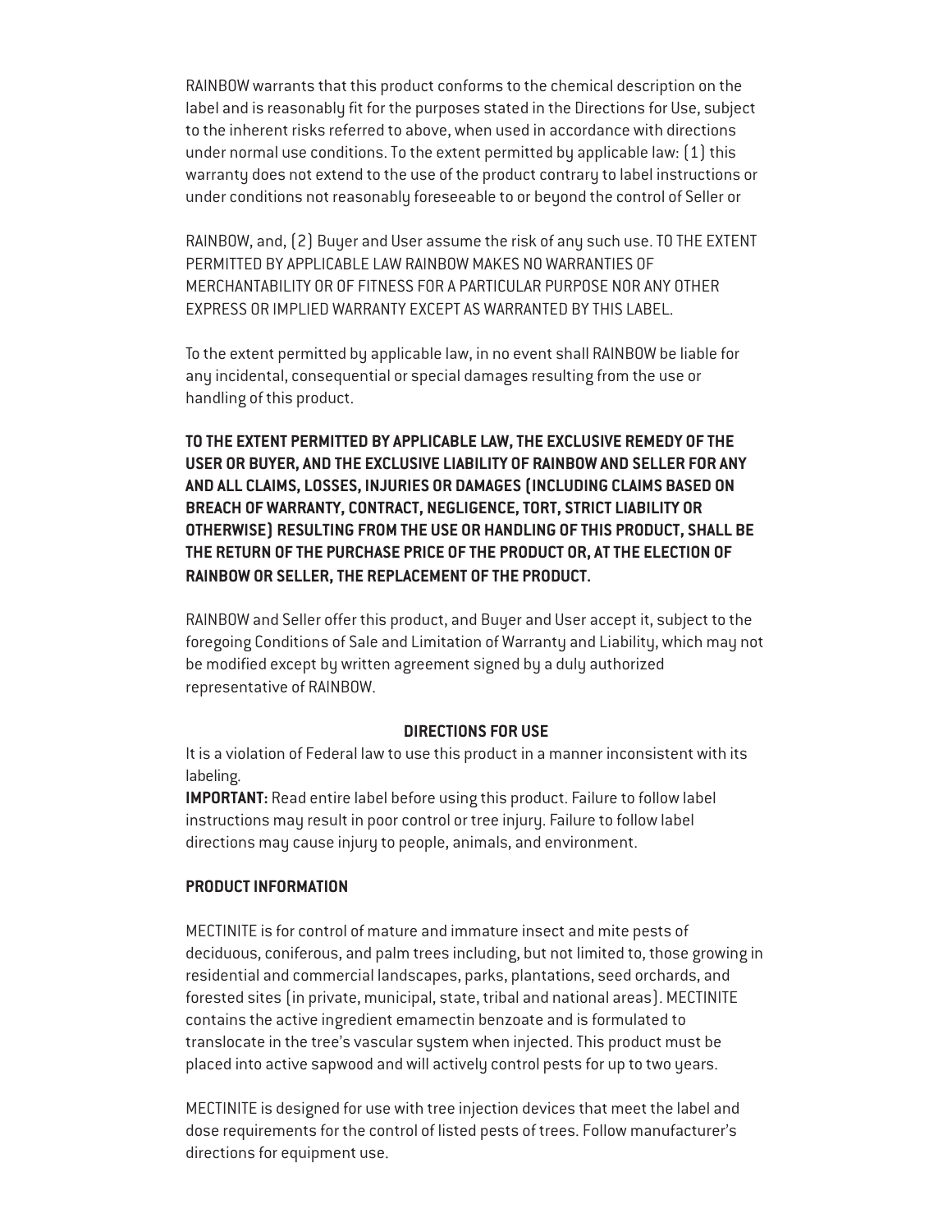RAINBOW warrants that this product conforms to the chemical description on the label and is reasonably fit for the purposes stated in the Directions for Use, subject to the inherent risks referred to above, when used in accordance with directions under normal use conditions. To the extent permitted by applicable law: (1) this warranty does not extend to the use of the product contrary to label instructions or under conditions not reasonably foreseeable to or beyond the control of Seller or

RAINBOW, and, (2) Buyer and User assume the risk of any such use. TO THE EXTENT PERMITTED BY APPLICABLE LAW RAINBOW MAKES NO WARRANTIES OF MERCHANTABILITY OR OF FITNESS FOR A PARTICULAR PURPOSE NOR ANY OTHER EXPRESS OR IMPLIED WARRANTY EXCEPT AS WARRANTED BY THIS LABEL.

To the extent permitted by applicable law, in no event shall RAINBOW be liable for any incidental, consequential or special damages resulting from the use or handling of this product.

**TO THE EXTENT PERMITTED BY APPLICABLE LAW, THE EXCLUSIVE REMEDY OF THE USER OR BUYER, AND THE EXCLUSIVE LIABILITY OF RAINBOW AND SELLER FOR ANY AND ALL CLAIMS, LOSSES, INJURIES OR DAMAGES (INCLUDING CLAIMS BASED ON BREACH OF WARRANTY, CONTRACT, NEGLIGENCE, TORT, STRICT LIABILITY OR OTHERWISE) RESULTING FROM THE USE OR HANDLING OF THIS PRODUCT, SHALL BE THE RETURN OF THE PURCHASE PRICE OF THE PRODUCT OR, AT THE ELECTION OF RAINBOW OR SELLER, THE REPLACEMENT OF THE PRODUCT.**

RAINBOW and Seller offer this product, and Buyer and User accept it, subject to the foregoing Conditions of Sale and Limitation of Warranty and Liability, which may not be modified except by written agreement signed by a duly authorized representative of RAINBOW.

## DIRECTIONS FOR USE

It is a violation of Federal law to use this product in a manner inconsistent with its labeling.

**IMPORTANT:** Read entire label before using this product. Failure to follow label instructions may result in poor control or tree injury. Failure to follow label directions may cause injury to people, animals, and environment.

### PRODUCT INFORMATION

MECTINITE is for control of mature and immature insect and mite pests of deciduous, coniferous, and palm trees including, but not limited to, those growing in residential and commercial landscapes, parks, plantations, seed orchards, and forested sites (in private, municipal, state, tribal and national areas). MECTINITE contains the active ingredient emamectin benzoate and is formulated to translocate in the tree's vascular system when injected. This product must be placed into active sapwood and will actively control pests for up to two years.

MECTINITE is designed for use with tree injection devices that meet the label and dose requirements for the control of listed pests of trees. Follow manufacturer's directions for equipment use.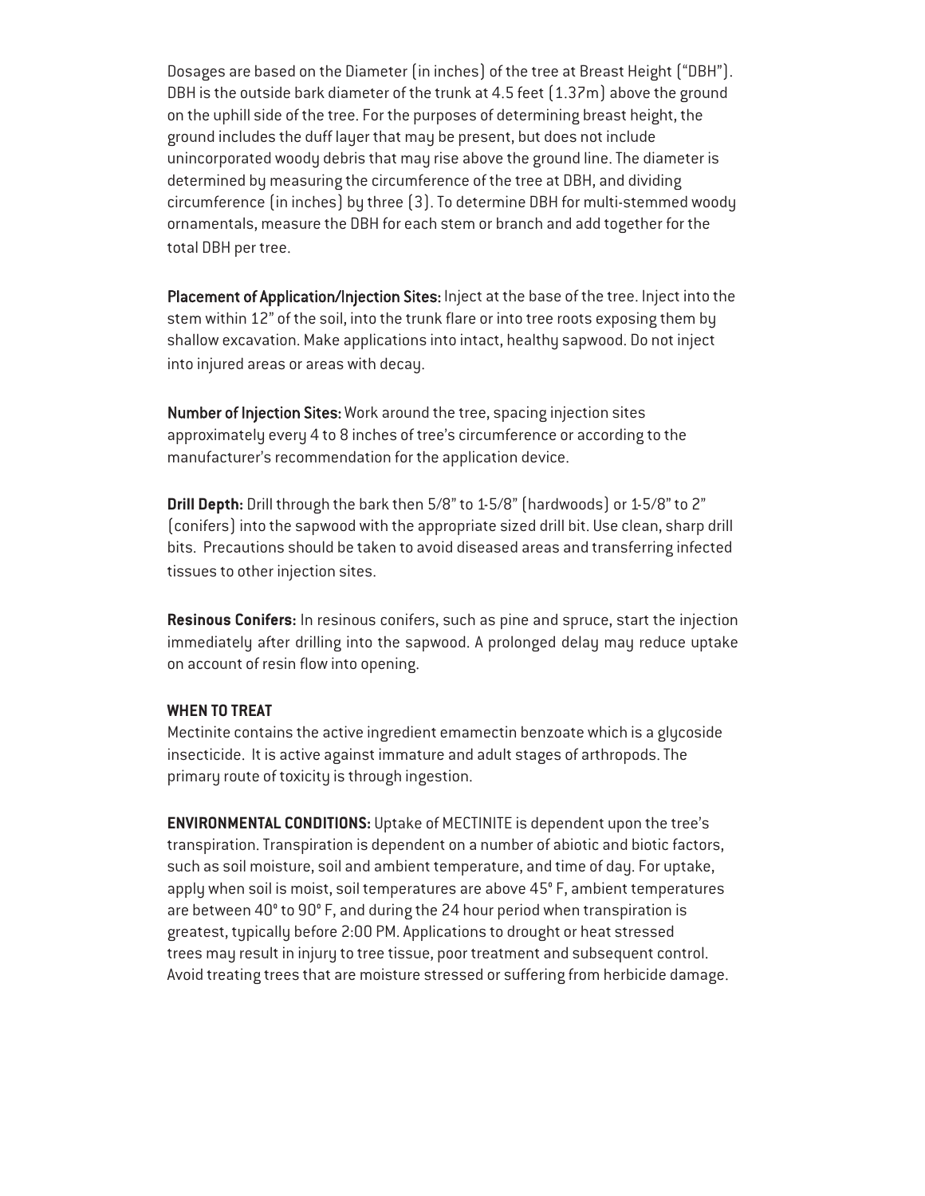Dosages are based on the Diameter (in inches) of the tree at Breast Height ("DBH"). DBH is the outside bark diameter of the trunk at 4.5 feet (1.37m) above the ground on the uphill side of the tree. For the purposes of determining breast height, the ground includes the duff layer that may be present, but does not include unincorporated woody debris that may rise above the ground line. The diameter is determined by measuring the circumference of the tree at DBH, and dividing circumference (in inches) by three (3). To determine DBH for multi-stemmed woody ornamentals, measure the DBH for each stem or branch and add together for the total DBH per tree.

**Placement of Application/Injection Sites:** Inject at the base of the tree. Inject into the stem within 12" of the soil, into the trunk flare or into tree roots exposing them by shallow excavation. Make applications into intact, healthy sapwood. Do not inject into injured areas or areas with decay.

**Number of Injection Sites:** Work around the tree, spacing injection sites approximately every 4 to 8 inches of tree's circumference or according to the manufacturer's recommendation for the application device.

**Drill Depth:** Drill through the bark then 5/8" to 1-5/8" (hardwoods) or 1-5/8" to 2" (conifers) into the sapwood with the appropriate sized drill bit. Use clean, sharp drill bits. Precautions should be taken to avoid diseased areas and transferring infected tissues to other injection sites.

**Resinous Conifers:** In resinous conifers, such as pine and spruce, start the injection immediately after drilling into the sapwood. A prolonged delay may reduce uptake on account of resin flow into opening.

**WHEN TO TREAT**

Mectinite contains the active ingredient emamectin benzoate which is a glycoside insecticide. It is active against immature and adult stages of arthropods. The primary route of toxicity is through ingestion.

**ENVIRONMENTAL CONDITIONS:** Uptake of MECTINITE is dependent upon the tree's transpiration. Transpiration is dependent on a number of abiotic and biotic factors, such as soil moisture, soil and ambient temperature, and time of day. For uptake, apply when soil is moist, soil temperatures are above 45° F, ambient temperatures are between 40° to 90° F, and during the 24 hour period when transpiration is greatest, typically before 2:00 PM. Applications to drought or heat stressed trees may result in injury to tree tissue, poor treatment and subsequent control. Avoid treating trees that are moisture stressed or suffering from herbicide damage.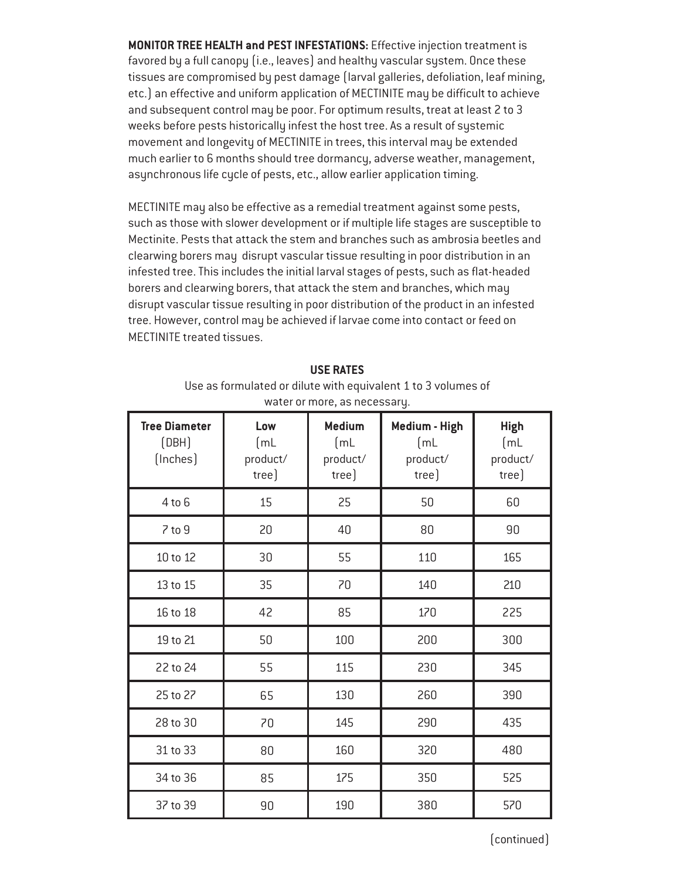**MONITOR TREE HEALTH and PEST INFESTATIONS:** Effective injection treatment is favored by a full canopy (i.e., leaves) and healthy vascular system. Once these tissues are compromised by pest damage (larval galleries, defoliation, leaf mining, etc.) an effective and uniform application of MECTINITE may be difficult to achieve and subsequent control may be poor. For optimum results, treat at least 2 to 3 weeks before pests historically infest the host tree. As a result of systemic movement and longevity of MECTINITE in trees, this interval may be extended much earlier to 6 months should tree dormancy, adverse weather, management, asynchronous life cycle of pests, etc., allow earlier application timing.

MECTINITE may also be effective as a remedial treatment against some pests, such as those with slower development or if multiple life stages are susceptible to Mectinite. Pests that attack the stem and branches such as ambrosia beetles and clearwing borers may disrupt vascular tissue resulting in poor distribution in an infested tree. This includes the initial larval stages of pests, such as flat-headed borers and clearwing borers, that attack the stem and branches, which may disrupt vascular tissue resulting in poor distribution of the product in an infested tree. However, control may be achieved if larvae come into contact or feed on MECTINITE treated tissues.

**USE RATES**

Use as formulated or dilute with equivalent 1 to 3 volumes of water or more, as necessary.

| Tree Diameter (DBH) (Inches) | Low (mL product/ tree) | Medium (mL product/ tree) | Medium - High (mL product/ tree) | High (mL product/ tree) |
|---|---|---|---|---|
| 4 to 6 | 15 | 25 | 50 | 60 |
| 7 to 9 | 20 | 40 | 80 | 90 |
| 10 to 12 | 30 | 55 | 110 | 165 |
| 13 to 15 | 35 | 70 | 140 | 210 |
| 16 to 18 | 42 | 85 | 170 | 225 |
| 19 to 21 | 50 | 100 | 200 | 300 |
| 22 to 24 | 55 | 115 | 230 | 345 |
| 25 to 27 | 65 | 130 | 260 | 390 |
| 28 to 30 | 70 | 145 | 290 | 435 |
| 31 to 33 | 80 | 160 | 320 | 480 |
| 34 to 36 | 85 | 175 | 350 | 525 |
| 37 to 39 | 90 | 190 | 380 | 570 |

(continued)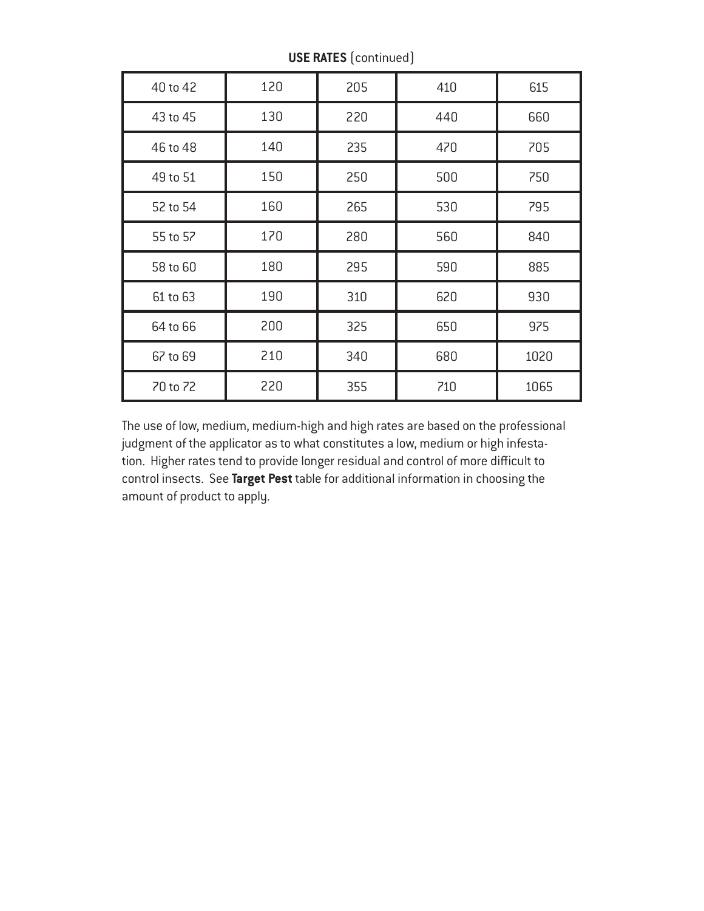**USE RATES** (continued)

| | | | | |
|---|---|---|---|---|
| 40 to 42 | 120 | 205 | 410 | 615 |
| 43 to 45 | 130 | 220 | 440 | 660 |
| 46 to 48 | 140 | 235 | 470 | 705 |
| 49 to 51 | 150 | 250 | 500 | 750 |
| 52 to 54 | 160 | 265 | 530 | 795 |
| 55 to 57 | 170 | 280 | 560 | 840 |
| 58 to 60 | 180 | 295 | 590 | 885 |
| 61 to 63 | 190 | 310 | 620 | 930 |
| 64 to 66 | 200 | 325 | 650 | 975 |
| 67 to 69 | 210 | 340 | 680 | 1020 |
| 70 to 72 | 220 | 355 | 710 | 1065 |

The use of low, medium, medium-high and high rates are based on the professional judgment of the applicator as to what constitutes a low, medium or high infestation. Higher rates tend to provide longer residual and control of more difficult to control insects. See **Target Pest** table for additional information in choosing the amount of product to apply.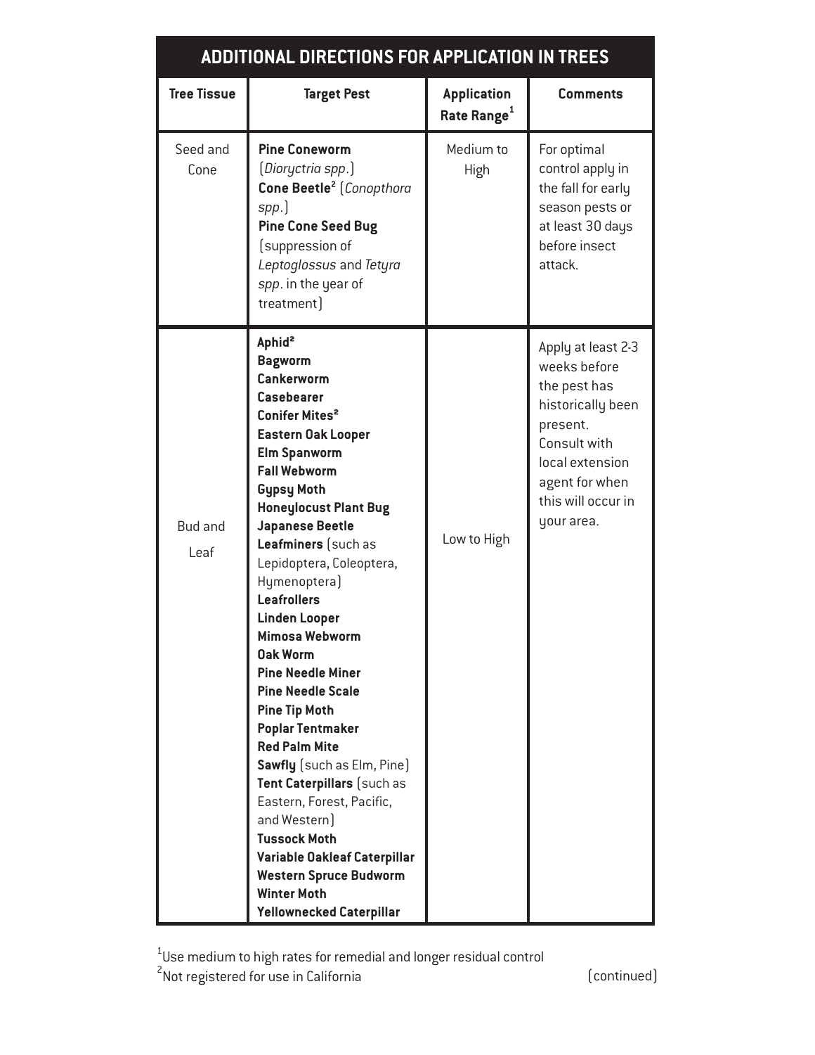## ADDITIONAL DIRECTIONS FOR APPLICATION IN TREES

| Tree Tissue | Target Pest | Application Rate Range[1] | Comments |
|---|---|---|---|
| Seed and Cone | **Pine Coneworm** (*Dioryctria spp.*)<br>**Cone Beetle**[2] (*Conopthora spp.*)<br>**Pine Cone Seed Bug** (suppression of *Leptoglossus* and *Tetyra spp*. in the year of treatment) | Medium to High | For optimal control apply in the fall for early season pests or at least 30 days before insect attack. |
| Bud and Leaf | **Aphid**[2]<br>**Bagworm**<br>**Cankerworm**<br>**Casebearer**<br>**Conifer Mites**[2]<br>**Eastern Oak Looper**<br>**Elm Spanworm**<br>**Fall Webworm**<br>**Gypsy Moth**<br>**Honeylocust Plant Bug**<br>**Japanese Beetle**<br>**Leafminers** (such as Lepidoptera, Coleoptera, Hymenoptera)<br>**Leafrollers**<br>**Linden Looper**<br>**Mimosa Webworm**<br>**Oak Worm**<br>**Pine Needle Miner**<br>**Pine Needle Scale**<br>**Pine Tip Moth**<br>**Poplar Tentmaker**<br>**Red Palm Mite**<br>**Sawfly** (such as Elm, Pine)<br>**Tent Caterpillars** (such as Eastern, Forest, Pacific, and Western)<br>**Tussock Moth**<br>**Variable Oakleaf Caterpillar**<br>**Western Spruce Budworm**<br>**Winter Moth**<br>**Yellownecked Caterpillar** | Low to High | Apply at least 2-3 weeks before the pest has historically been present. Consult with local extension agent for when this will occur in your area. |

[1]Use medium to high rates for remedial and longer residual control
[2]Not registered for use in California

(continued)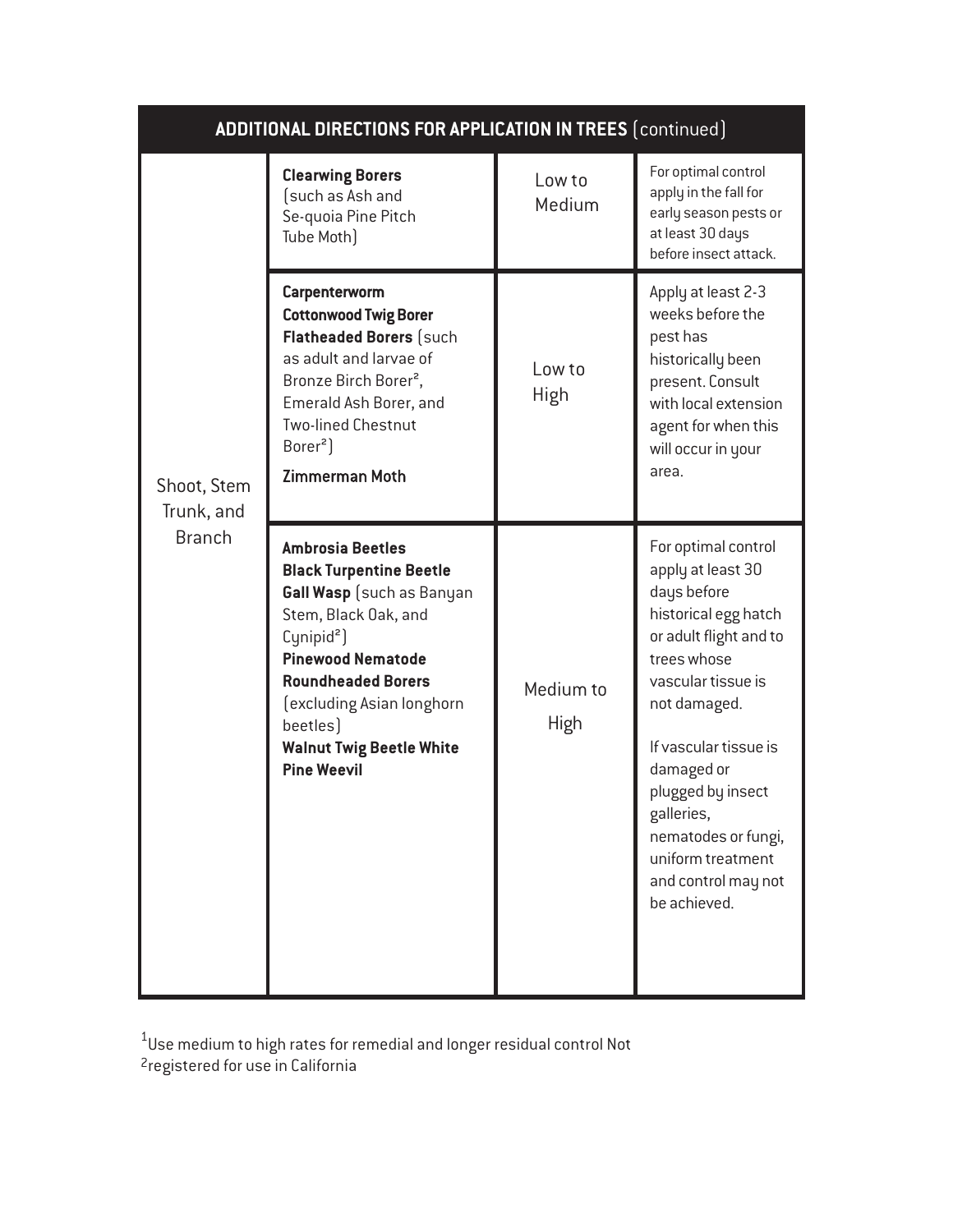| ADDITIONAL DIRECTIONS FOR APPLICATION IN TREES (continued) | | | |
|---|---|---|---|
| Shoot, Stem Trunk, and Branch | **Clearwing Borers** (such as Ash and Se-quoia Pine Pitch Tube Moth) | Low to Medium | For optimal control apply in the fall for early season pests or at least 30 days before insect attack. |
| | **Carpenterworm**<br>**Cottonwood Twig Borer**<br>**Flatheaded Borers** (such as adult and larvae of Bronze Birch Borer[2], Emerald Ash Borer, and Two-lined Chestnut Borer[2])<br>**Zimmerman Moth** | Low to High | Apply at least 2-3 weeks before the pest has historically been present. Consult with local extension agent for when this will occur in your area. |
| | **Ambrosia Beetles**<br>**Black Turpentine Beetle**<br>**Gall Wasp** (such as Banyan Stem, Black Oak, and Cynipid[2])<br>**Pinewood Nematode**<br>**Roundheaded Borers** (excluding Asian longhorn beetles)<br>**Walnut Twig Beetle White Pine Weevil** | Medium to High | For optimal control apply at least 30 days before historical egg hatch or adult flight and to trees whose vascular tissue is not damaged.<br><br>If vascular tissue is damaged or plugged by insect galleries, nematodes or fungi, uniform treatment and control may not be achieved. |

[1]Use medium to high rates for remedial and longer residual control Not
[2]registered for use in California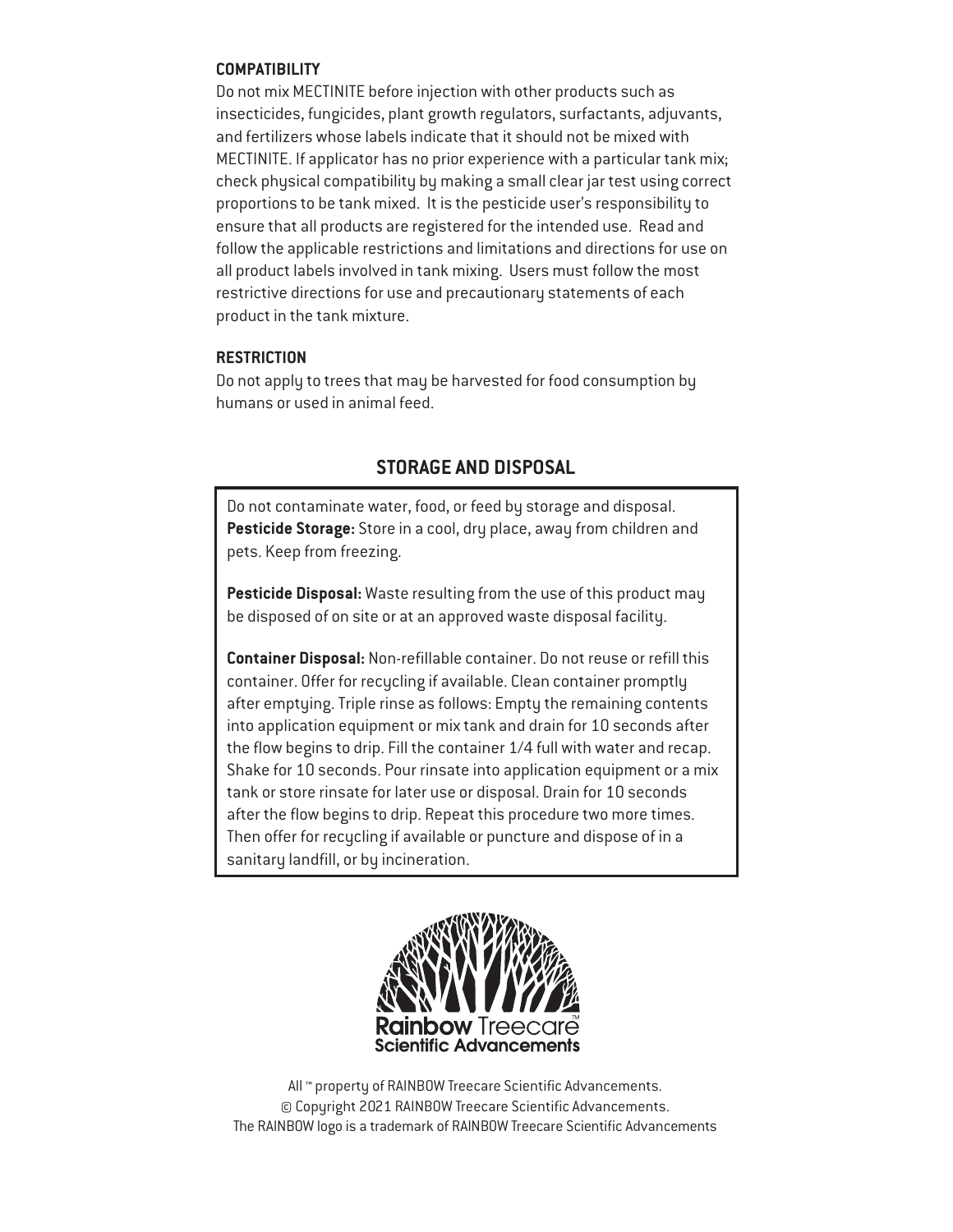**COMPATIBILITY**

Do not mix MECTINITE before injection with other products such as insecticides, fungicides, plant growth regulators, surfactants, adjuvants, and fertilizers whose labels indicate that it should not be mixed with MECTINITE. If applicator has no prior experience with a particular tank mix; check physical compatibility by making a small clear jar test using correct proportions to be tank mixed. It is the pesticide user's responsibility to ensure that all products are registered for the intended use. Read and follow the applicable restrictions and limitations and directions for use on all product labels involved in tank mixing. Users must follow the most restrictive directions for use and precautionary statements of each product in the tank mixture.

**RESTRICTION**

Do not apply to trees that may be harvested for food consumption by humans or used in animal feed.

## STORAGE AND DISPOSAL

Do not contaminate water, food, or feed by storage and disposal.
**Pesticide Storage:** Store in a cool, dry place, away from children and pets. Keep from freezing.

**Pesticide Disposal:** Waste resulting from the use of this product may be disposed of on site or at an approved waste disposal facility.

**Container Disposal:** Non-refillable container. Do not reuse or refill this container. Offer for recycling if available. Clean container promptly after emptying. Triple rinse as follows: Empty the remaining contents into application equipment or mix tank and drain for 10 seconds after the flow begins to drip. Fill the container 1/4 full with water and recap. Shake for 10 seconds. Pour rinsate into application equipment or a mix tank or store rinsate for later use or disposal. Drain for 10 seconds after the flow begins to drip. Repeat this procedure two more times. Then offer for recycling if available or puncture and dispose of in a sanitary landfill, or by incineration.

Rainbow Treecare™
Scientific Advancements

All ™ property of RAINBOW Treecare Scientific Advancements.
© Copyright 2021 RAINBOW Treecare Scientific Advancements.
The RAINBOW logo is a trademark of RAINBOW Treecare Scientific Advancements